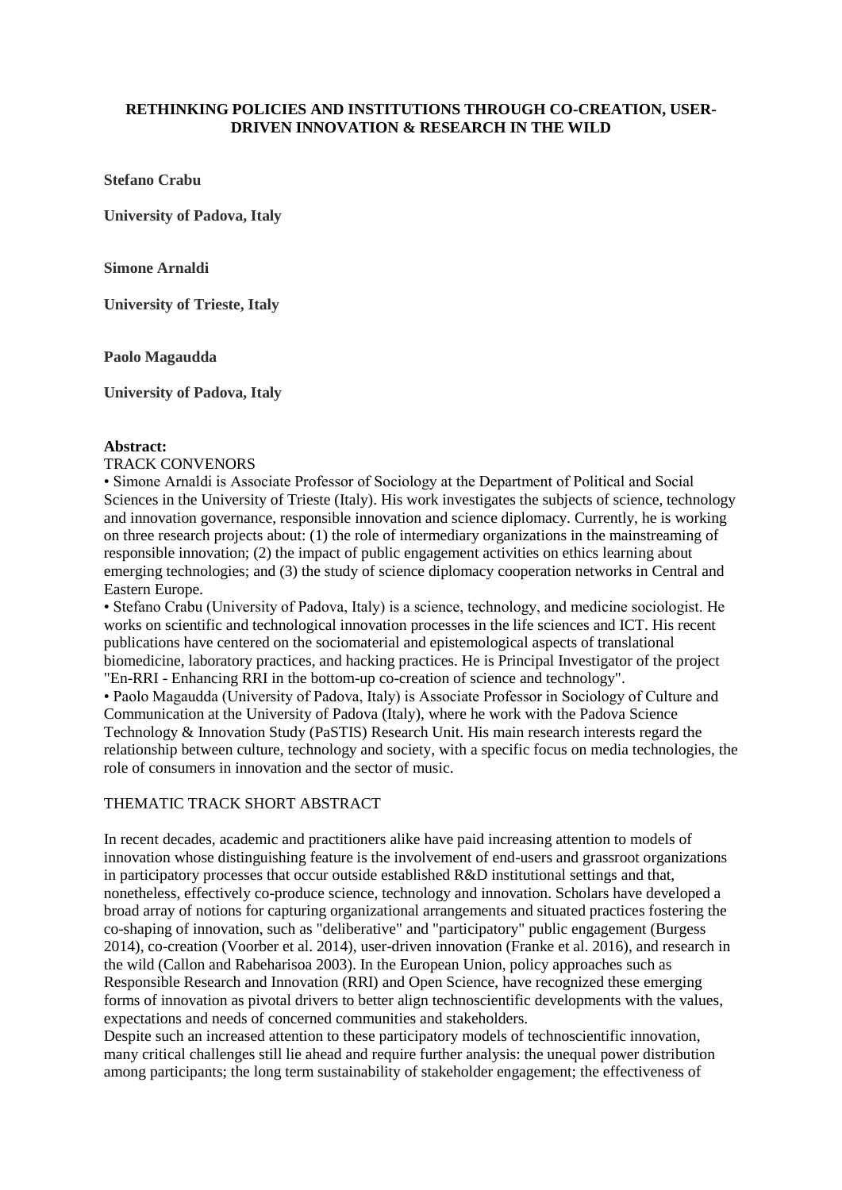**RETHINKING POLICIES AND INSTITUTIONS THROUGH CO-CREATION, USER-DRIVEN INNOVATION & RESEARCH IN THE WILD**

**Stefano Crabu**

**University of Padova, Italy**

**Simone Arnaldi**

**University of Trieste, Italy**

**Paolo Magaudda**

**University of Padova, Italy**

**Abstract:**

TRACK CONVENORS

- Simone Arnaldi is Associate Professor of Sociology at the Department of Political and Social Sciences in the University of Trieste (Italy). His work investigates the subjects of science, technology and innovation governance, responsible innovation and science diplomacy. Currently, he is working on three research projects about: (1) the role of intermediary organizations in the mainstreaming of responsible innovation; (2) the impact of public engagement activities on ethics learning about emerging technologies; and (3) the study of science diplomacy cooperation networks in Central and Eastern Europe.
- Stefano Crabu (University of Padova, Italy) is a science, technology, and medicine sociologist. He works on scientific and technological innovation processes in the life sciences and ICT. His recent publications have centered on the sociomaterial and epistemological aspects of translational biomedicine, laboratory practices, and hacking practices. He is Principal Investigator of the project "En-RRI - Enhancing RRI in the bottom-up co-creation of science and technology".
- Paolo Magaudda (University of Padova, Italy) is Associate Professor in Sociology of Culture and Communication at the University of Padova (Italy), where he work with the Padova Science Technology & Innovation Study (PaSTIS) Research Unit. His main research interests regard the relationship between culture, technology and society, with a specific focus on media technologies, the role of consumers in innovation and the sector of music.

THEMATIC TRACK SHORT ABSTRACT

In recent decades, academic and practitioners alike have paid increasing attention to models of innovation whose distinguishing feature is the involvement of end-users and grassroot organizations in participatory processes that occur outside established R&D institutional settings and that, nonetheless, effectively co-produce science, technology and innovation. Scholars have developed a broad array of notions for capturing organizational arrangements and situated practices fostering the co-shaping of innovation, such as "deliberative" and "participatory" public engagement (Burgess 2014), co-creation (Voorber et al. 2014), user-driven innovation (Franke et al. 2016), and research in the wild (Callon and Rabeharisoa 2003). In the European Union, policy approaches such as Responsible Research and Innovation (RRI) and Open Science, have recognized these emerging forms of innovation as pivotal drivers to better align technoscientific developments with the values, expectations and needs of concerned communities and stakeholders.

Despite such an increased attention to these participatory models of technoscientific innovation, many critical challenges still lie ahead and require further analysis: the unequal power distribution among participants; the long term sustainability of stakeholder engagement; the effectiveness of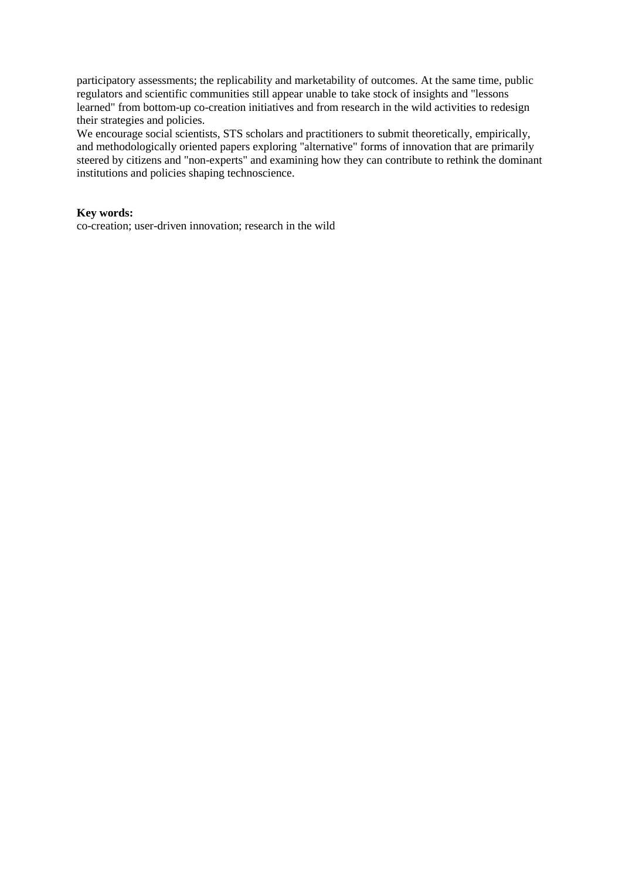participatory assessments; the replicability and marketability of outcomes. At the same time, public regulators and scientific communities still appear unable to take stock of insights and "lessons learned" from bottom-up co-creation initiatives and from research in the wild activities to redesign their strategies and policies.

We encourage social scientists, STS scholars and practitioners to submit theoretically, empirically, and methodologically oriented papers exploring "alternative" forms of innovation that are primarily steered by citizens and "non-experts" and examining how they can contribute to rethink the dominant institutions and policies shaping technoscience.

**Key words:**

co-creation; user-driven innovation; research in the wild